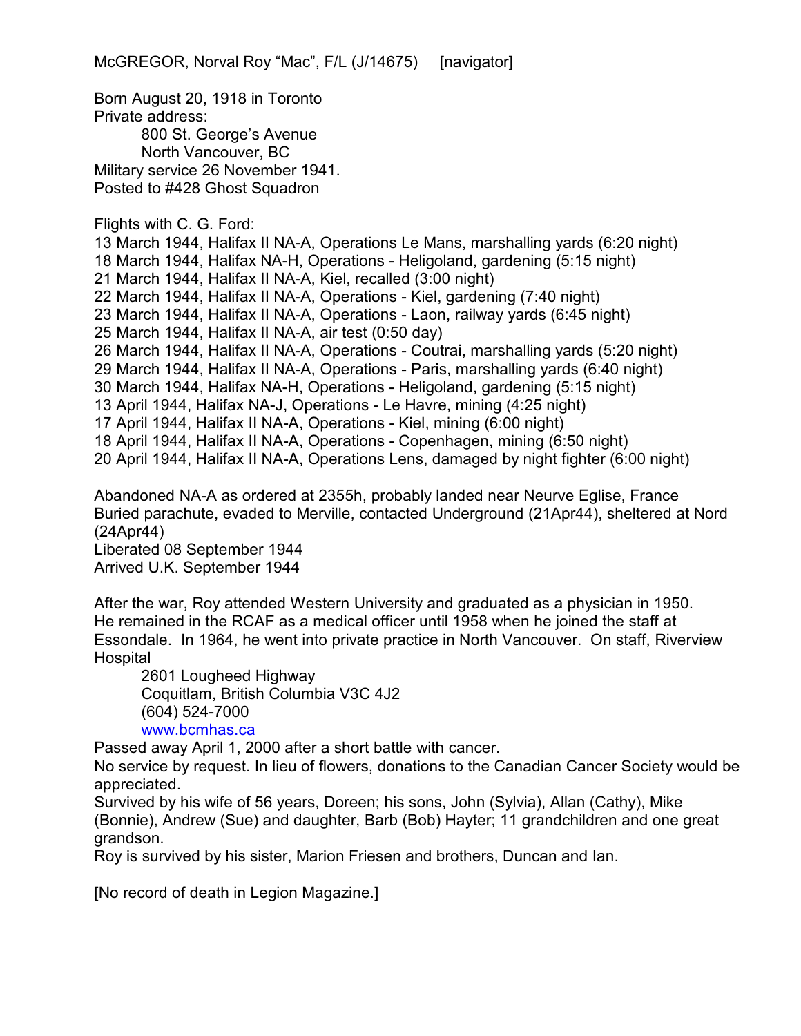McGREGOR, Norval Roy "Mac", F/L (J/14675)     [navigator]

Born August 20, 1918 in Toronto
Private address:
    800 St. George's Avenue
    North Vancouver, BC
Military service 26 November 1941.
Posted to #428 Ghost Squadron

Flights with C. G. Ford:
13 March 1944, Halifax II NA-A, Operations Le Mans, marshalling yards (6:20 night)
18 March 1944, Halifax NA-H, Operations - Heligoland, gardening (5:15 night)
21 March 1944, Halifax II NA-A, Kiel, recalled (3:00 night)
22 March 1944, Halifax II NA-A, Operations - Kiel, gardening (7:40 night)
23 March 1944, Halifax II NA-A, Operations - Laon, railway yards (6:45 night)
25 March 1944, Halifax II NA-A, air test (0:50 day)
26 March 1944, Halifax II NA-A, Operations - Coutrai, marshalling yards (5:20 night)
29 March 1944, Halifax II NA-A, Operations - Paris, marshalling yards (6:40 night)
30 March 1944, Halifax NA-H, Operations - Heligoland, gardening (5:15 night)
13 April 1944, Halifax NA-J, Operations - Le Havre, mining (4:25 night)
17 April 1944, Halifax II NA-A, Operations - Kiel, mining (6:00 night)
18 April 1944, Halifax II NA-A, Operations - Copenhagen, mining (6:50 night)
20 April 1944, Halifax II NA-A, Operations Lens, damaged by night fighter (6:00 night)

Abandoned NA-A as ordered at 2355h, probably landed near Neurve Eglise, France
Buried parachute, evaded to Merville, contacted Underground (21Apr44), sheltered at Nord (24Apr44)
Liberated 08 September 1944
Arrived U.K. September 1944

After the war, Roy attended Western University and graduated as a physician in 1950. He remained in the RCAF as a medical officer until 1958 when he joined the staff at Essondale. In 1964, he went into private practice in North Vancouver. On staff, Riverview Hospital
    2601 Lougheed Highway
    Coquitlam, British Columbia V3C 4J2
    (604) 524-7000
    www.bcmhas.ca
Passed away April 1, 2000 after a short battle with cancer.
No service by request. In lieu of flowers, donations to the Canadian Cancer Society would be appreciated.
Survived by his wife of 56 years, Doreen; his sons, John (Sylvia), Allan (Cathy), Mike (Bonnie), Andrew (Sue) and daughter, Barb (Bob) Hayter; 11 grandchildren and one great grandson.
Roy is survived by his sister, Marion Friesen and brothers, Duncan and Ian.

[No record of death in Legion Magazine.]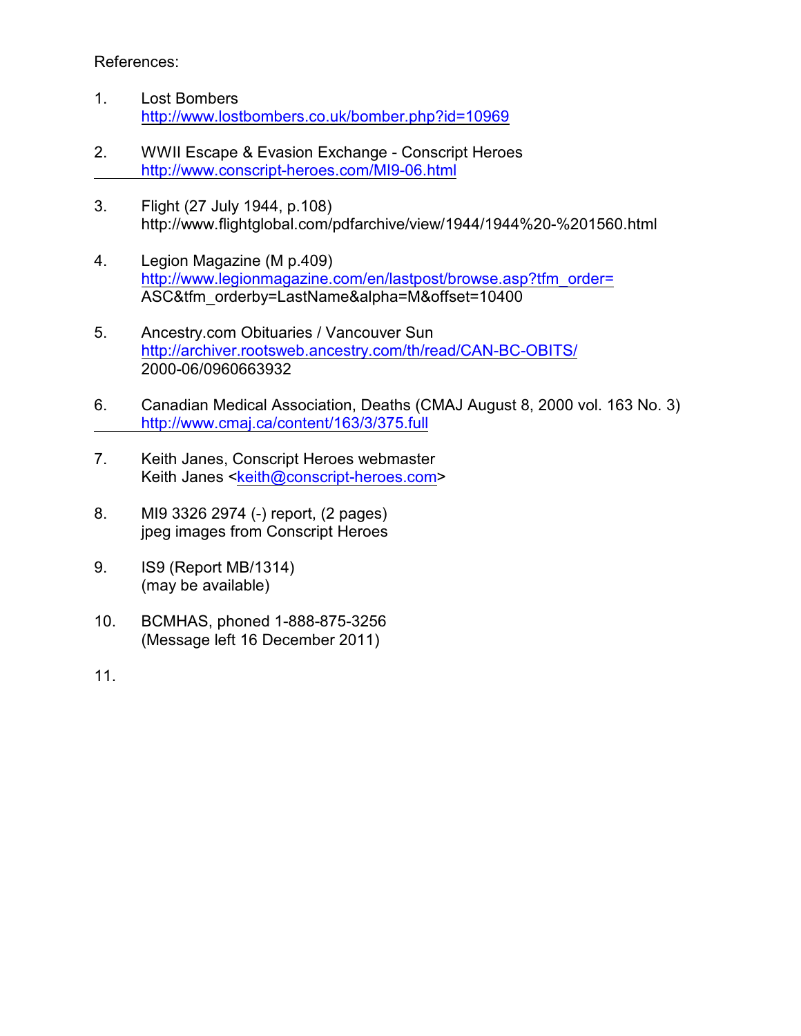References:

1. Lost Bombers
   http://www.lostbombers.co.uk/bomber.php?id=10969

2. WWII Escape & Evasion Exchange - Conscript Heroes
   http://www.conscript-heroes.com/MI9-06.html

3. Flight (27 July 1944, p.108)
   http://www.flightglobal.com/pdfarchive/view/1944/1944%20-%201560.html

4. Legion Magazine (M p.409)
   http://www.legionmagazine.com/en/lastpost/browse.asp?tfm_order=
   ASC&tfm_orderby=LastName&alpha=M&offset=10400

5. Ancestry.com Obituaries / Vancouver Sun
   http://archiver.rootsweb.ancestry.com/th/read/CAN-BC-OBITS/
   2000-06/0960663932

6. Canadian Medical Association, Deaths (CMAJ August 8, 2000 vol. 163 No. 3)
   http://www.cmaj.ca/content/163/3/375.full

7. Keith Janes, Conscript Heroes webmaster
   Keith Janes <keith@conscript-heroes.com>

8. MI9 3326 2974 (-) report, (2 pages)
   jpeg images from Conscript Heroes

9. IS9 (Report MB/1314)
   (may be available)

10. BCMHAS, phoned 1-888-875-3256
    (Message left 16 December 2011)

11.